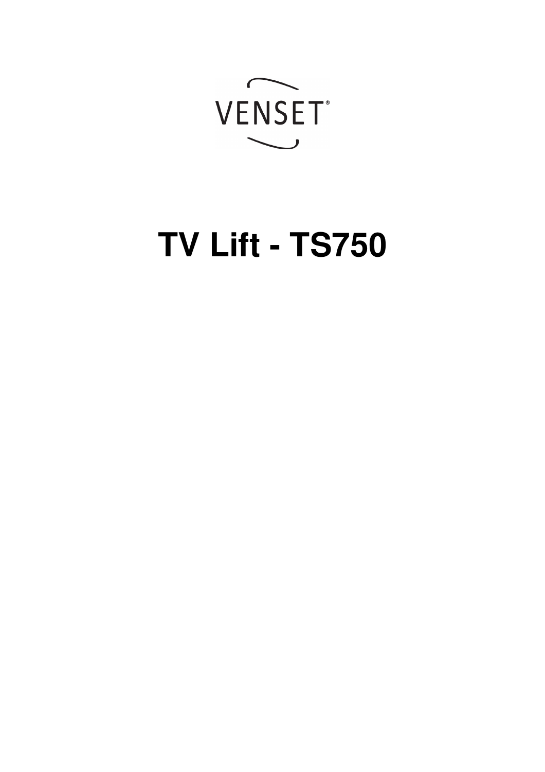VENSET®

# TV Lift - TS750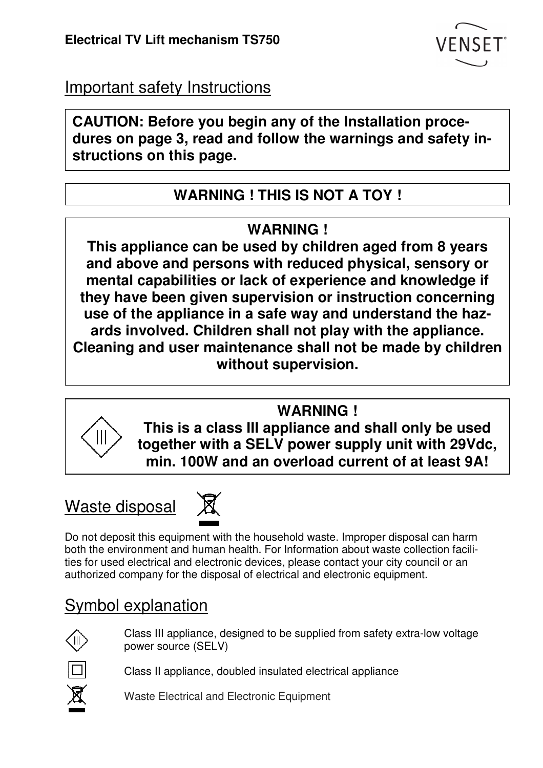# Important safety Instructions

**CAUTION: Before you begin any of the Installation procedures on page 3, read and follow the warnings and safety instructions on this page.**

**WARNING ! THIS IS NOT A TOY !**

**WARNING !**
**This appliance can be used by children aged from 8 years and above and persons with reduced physical, sensory or mental capabilities or lack of experience and knowledge if they have been given supervision or instruction concerning use of the appliance in a safe way and understand the hazards involved. Children shall not play with the appliance. Cleaning and user maintenance shall not be made by children without supervision.**

**WARNING !**
**This is a class III appliance and shall only be used together with a SELV power supply unit with 29Vdc, min. 100W and an overload current of at least 9A!**

## Waste disposal

Do not deposit this equipment with the household waste. Improper disposal can harm both the environment and human health. For Information about waste collection facilities for used electrical and electronic devices, please contact your city council or an authorized company for the disposal of electrical and electronic equipment.

## Symbol explanation

- Class III appliance, designed to be supplied from safety extra-low voltage power source (SELV)
- Class II appliance, doubled insulated electrical appliance
- Waste Electrical and Electronic Equipment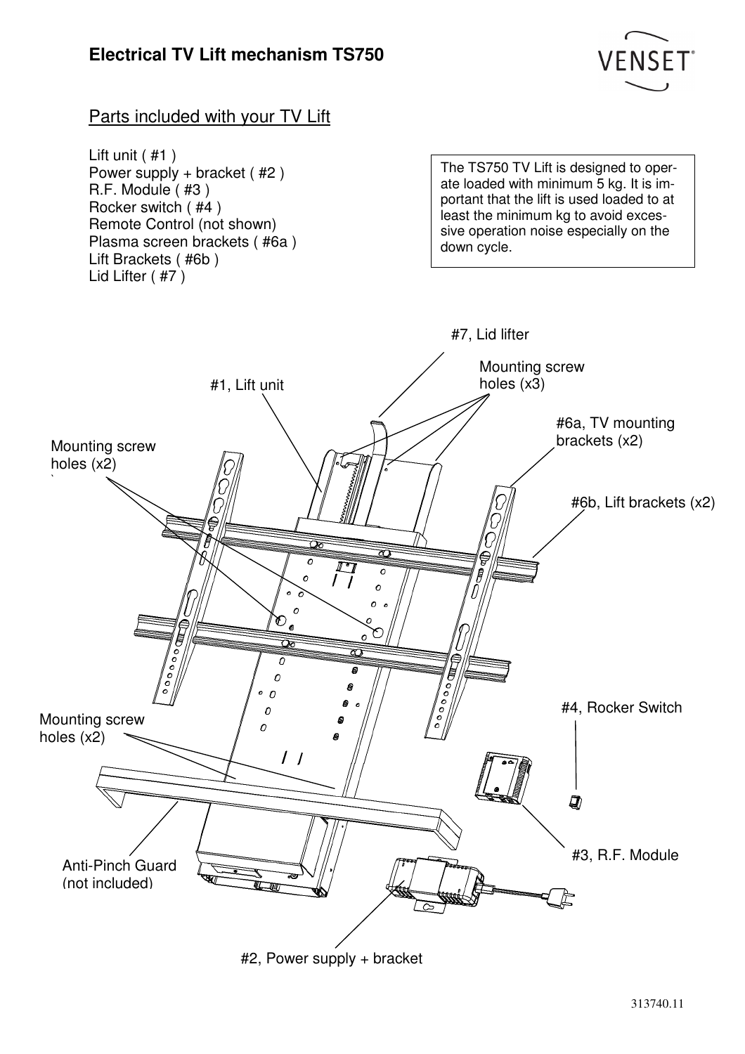## Electrical TV Lift mechanism TS750

VENSET®

### Parts included with your TV Lift

Lift unit ( #1 )
Power supply + bracket ( #2 )
R.F. Module ( #3 )
Rocker switch ( #4 )
Remote Control (not shown)
Plasma screen brackets ( #6a )
Lift Brackets ( #6b )
Lid Lifter ( #7 )

> The TS750 TV Lift is designed to operate loaded with minimum 5 kg. It is important that the lift is used loaded to at least the minimum kg to avoid excessive operation noise especially on the down cycle.

#7, Lid lifter

Mounting screw holes (x3)

#1, Lift unit

#6a, TV mounting brackets (x2)

Mounting screw holes (x2)

#6b, Lift brackets (x2)

#4, Rocker Switch

Mounting screw holes (x2)

Anti-Pinch Guard (not included)

#3, R.F. Module

#2, Power supply + bracket

313740.11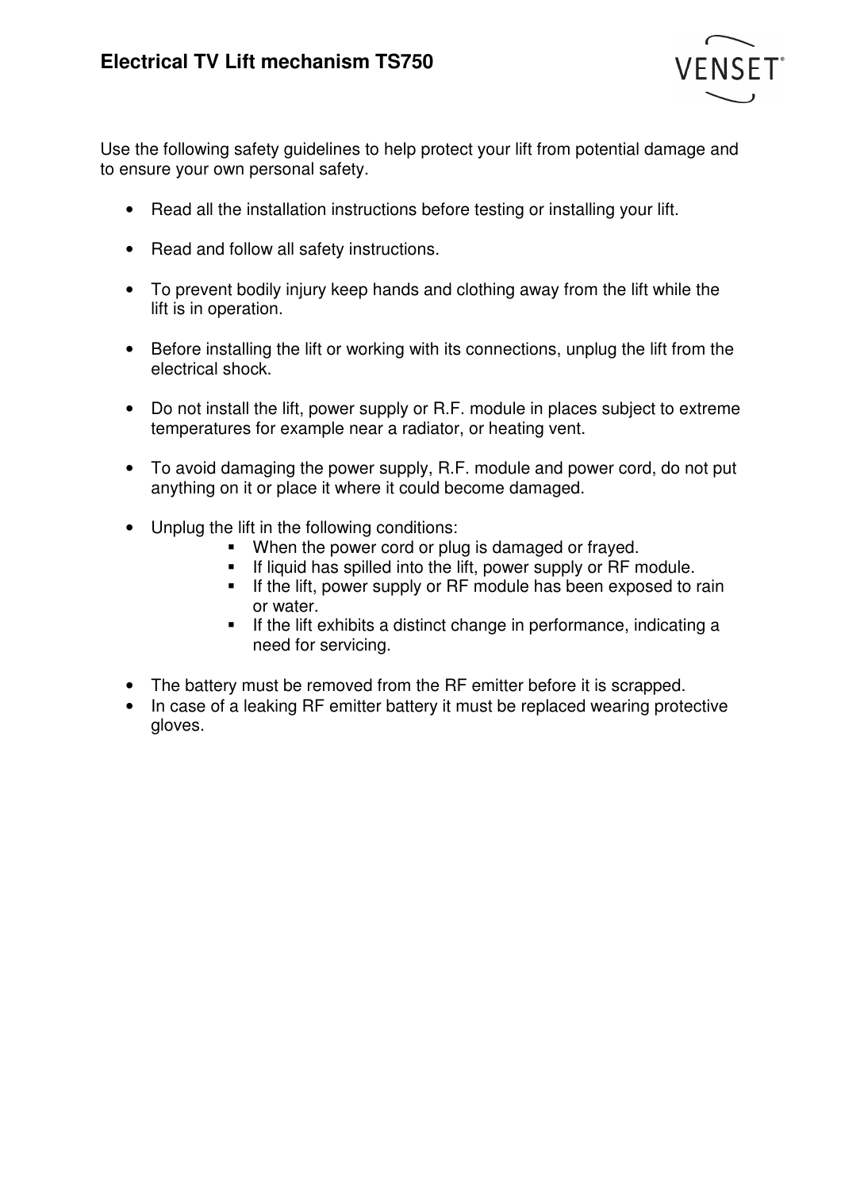Use the following safety guidelines to help protect your lift from potential damage and to ensure your own personal safety.

- Read all the installation instructions before testing or installing your lift.

- Read and follow all safety instructions.

- To prevent bodily injury keep hands and clothing away from the lift while the lift is in operation.

- Before installing the lift or working with its connections, unplug the lift from the electrical shock.

- Do not install the lift, power supply or R.F. module in places subject to extreme temperatures for example near a radiator, or heating vent.

- To avoid damaging the power supply, R.F. module and power cord, do not put anything on it or place it where it could become damaged.

- Unplug the lift in the following conditions:
  - When the power cord or plug is damaged or frayed.
  - If liquid has spilled into the lift, power supply or RF module.
  - If the lift, power supply or RF module has been exposed to rain or water.
  - If the lift exhibits a distinct change in performance, indicating a need for servicing.

- The battery must be removed from the RF emitter before it is scrapped.
- In case of a leaking RF emitter battery it must be replaced wearing protective gloves.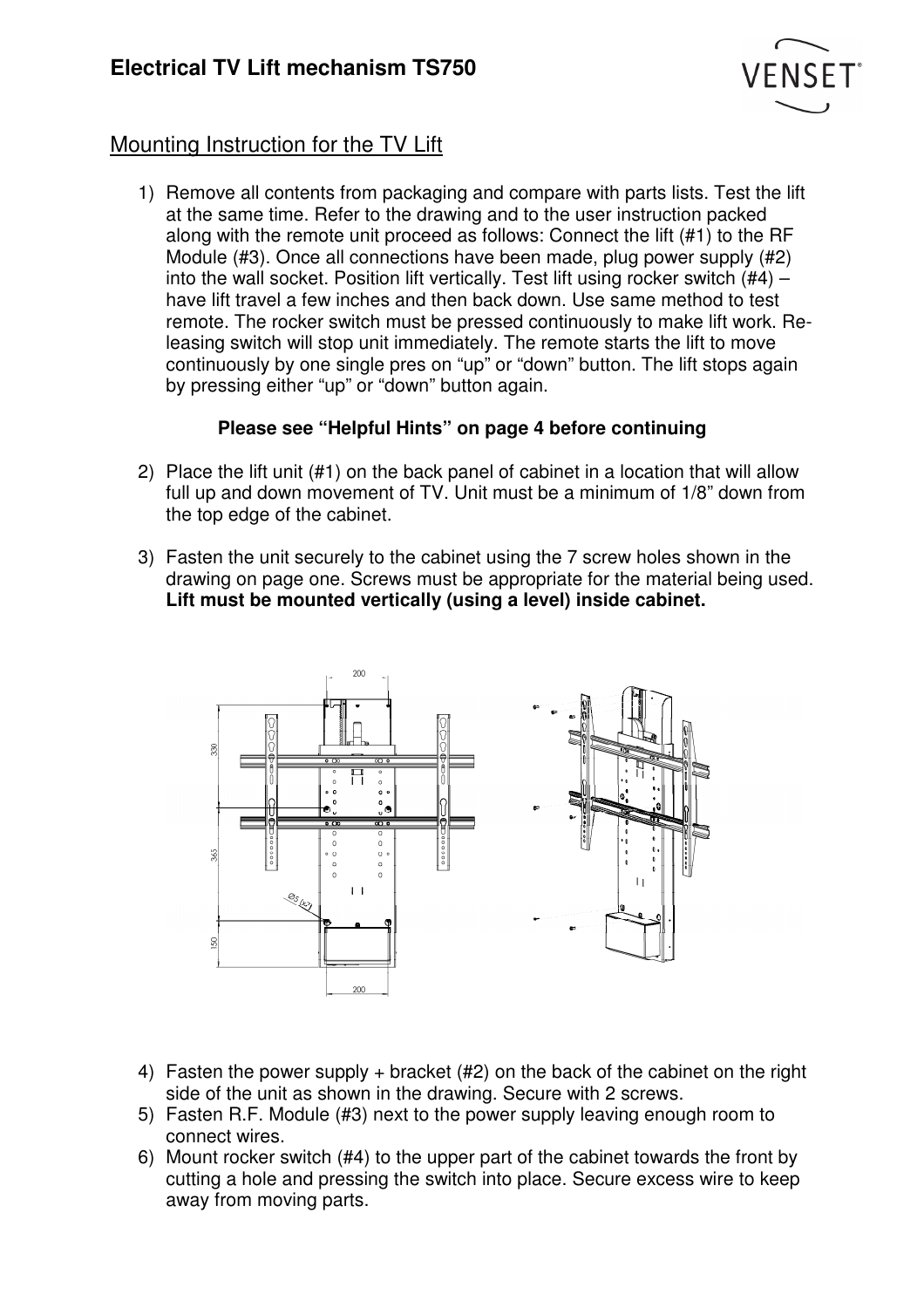# Electrical TV Lift mechanism TS750

## Mounting Instruction for the TV Lift

1) Remove all contents from packaging and compare with parts lists. Test the lift at the same time. Refer to the drawing and to the user instruction packed along with the remote unit proceed as follows: Connect the lift (#1) to the RF Module (#3). Once all connections have been made, plug power supply (#2) into the wall socket. Position lift vertically. Test lift using rocker switch (#4) – have lift travel a few inches and then back down. Use same method to test remote. The rocker switch must be pressed continuously to make lift work. Re-leasing switch will stop unit immediately. The remote starts the lift to move continuously by one single pres on "up" or "down" button. The lift stops again by pressing either "up" or "down" button again.

   **Please see "Helpful Hints" on page 4 before continuing**

2) Place the lift unit (#1) on the back panel of cabinet in a location that will allow full up and down movement of TV. Unit must be a minimum of 1/8" down from the top edge of the cabinet.

3) Fasten the unit securely to the cabinet using the 7 screw holes shown in the drawing on page one. Screws must be appropriate for the material being used. **Lift must be mounted vertically (using a level) inside cabinet.**

4) Fasten the power supply + bracket (#2) on the back of the cabinet on the right side of the unit as shown in the drawing. Secure with 2 screws.
5) Fasten R.F. Module (#3) next to the power supply leaving enough room to connect wires.
6) Mount rocker switch (#4) to the upper part of the cabinet towards the front by cutting a hole and pressing the switch into place. Secure excess wire to keep away from moving parts.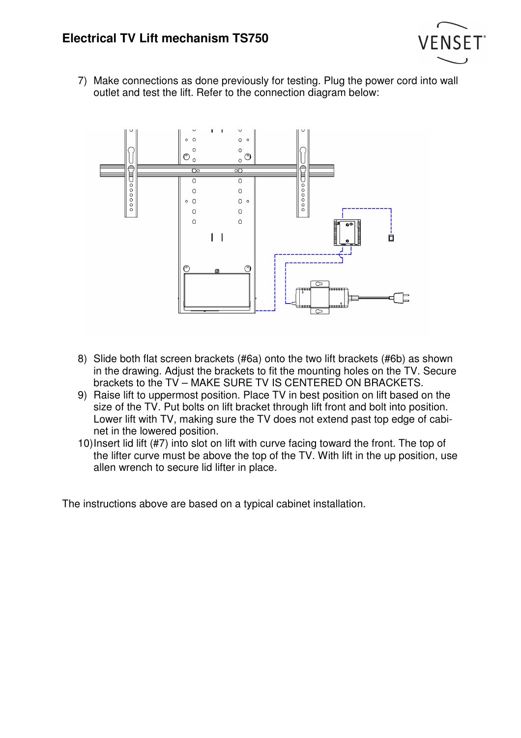7) Make connections as done previously for testing. Plug the power cord into wall outlet and test the lift. Refer to the connection diagram below:

8) Slide both flat screen brackets (#6a) onto the two lift brackets (#6b) as shown in the drawing. Adjust the brackets to fit the mounting holes on the TV. Secure brackets to the TV – MAKE SURE TV IS CENTERED ON BRACKETS.
9) Raise lift to uppermost position. Place TV in best position on lift based on the size of the TV. Put bolts on lift bracket through lift front and bolt into position. Lower lift with TV, making sure the TV does not extend past top edge of cabinet in the lowered position.
10) Insert lid lift (#7) into slot on lift with curve facing toward the front. The top of the lifter curve must be above the top of the TV. With lift in the up position, use allen wrench to secure lid lifter in place.

The instructions above are based on a typical cabinet installation.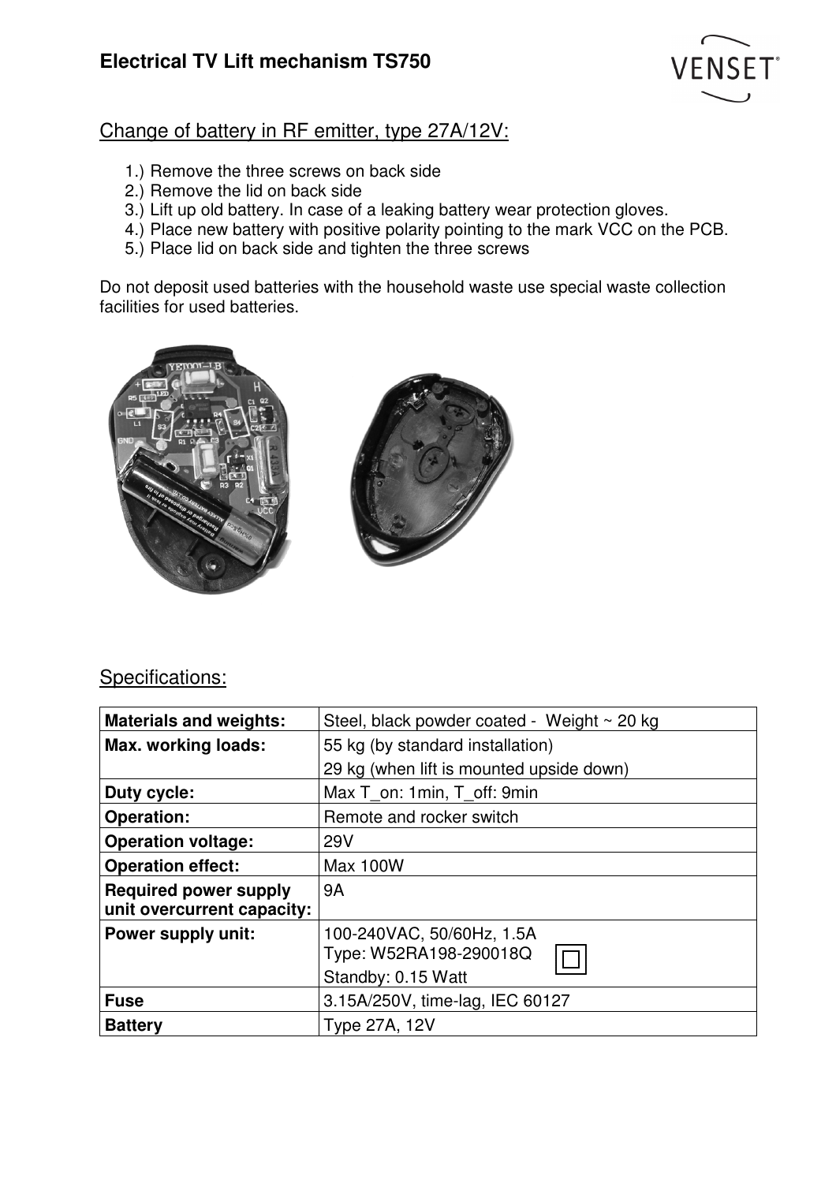# Electrical TV Lift mechanism TS750

## Change of battery in RF emitter, type 27A/12V:

1.) Remove the three screws on back side
2.) Remove the lid on back side
3.) Lift up old battery. In case of a leaking battery wear protection gloves.
4.) Place new battery with positive polarity pointing to the mark VCC on the PCB.
5.) Place lid on back side and tighten the three screws

Do not deposit used batteries with the household waste use special waste collection facilities for used batteries.

## Specifications:

| | |
|---|---|
| **Materials and weights:** | Steel, black powder coated - Weight ~ 20 kg |
| **Max. working loads:** | 55 kg (by standard installation)<br>29 kg (when lift is mounted upside down) |
| **Duty cycle:** | Max T_on: 1min, T_off: 9min |
| **Operation:** | Remote and rocker switch |
| **Operation voltage:** | 29V |
| **Operation effect:** | Max 100W |
| **Required power supply unit overcurrent capacity:** | 9A |
| **Power supply unit:** | 100-240VAC, 50/60Hz, 1.5A<br>Type: W52RA198-290018Q<br>Standby: 0.15 Watt |
| **Fuse** | 3.15A/250V, time-lag, IEC 60127 |
| **Battery** | Type 27A, 12V |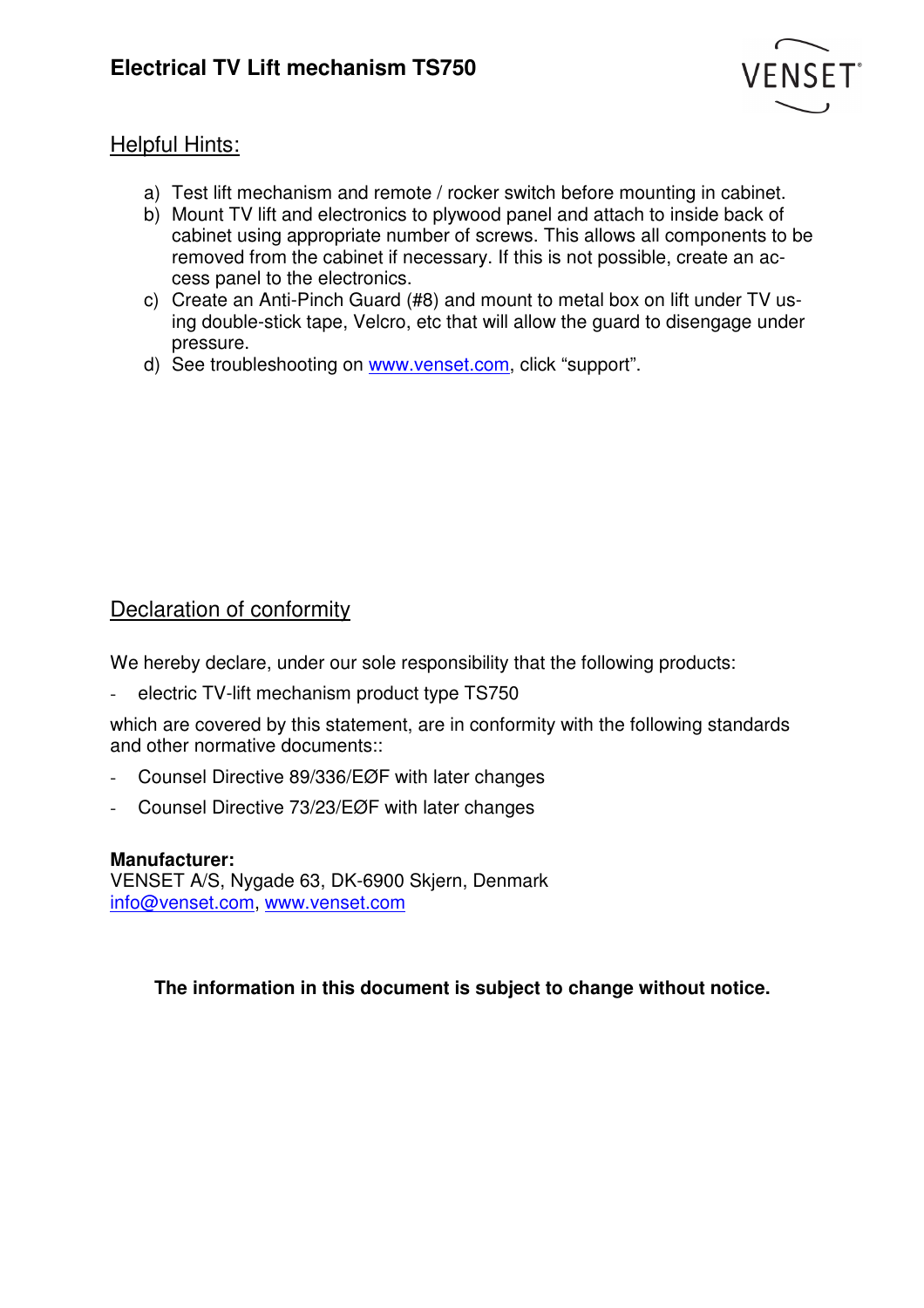## Helpful Hints:

a) Test lift mechanism and remote / rocker switch before mounting in cabinet.
b) Mount TV lift and electronics to plywood panel and attach to inside back of cabinet using appropriate number of screws. This allows all components to be removed from the cabinet if necessary. If this is not possible, create an access panel to the electronics.
c) Create an Anti-Pinch Guard (#8) and mount to metal box on lift under TV using double-stick tape, Velcro, etc that will allow the guard to disengage under pressure.
d) See troubleshooting on www.venset.com, click "support".

## Declaration of conformity

We hereby declare, under our sole responsibility that the following products:

- electric TV-lift mechanism product type TS750

which are covered by this statement, are in conformity with the following standards and other normative documents::

- Counsel Directive 89/336/EØF with later changes
- Counsel Directive 73/23/EØF with later changes

**Manufacturer:**
VENSET A/S, Nygade 63, DK-6900 Skjern, Denmark
info@venset.com, www.venset.com

**The information in this document is subject to change without notice.**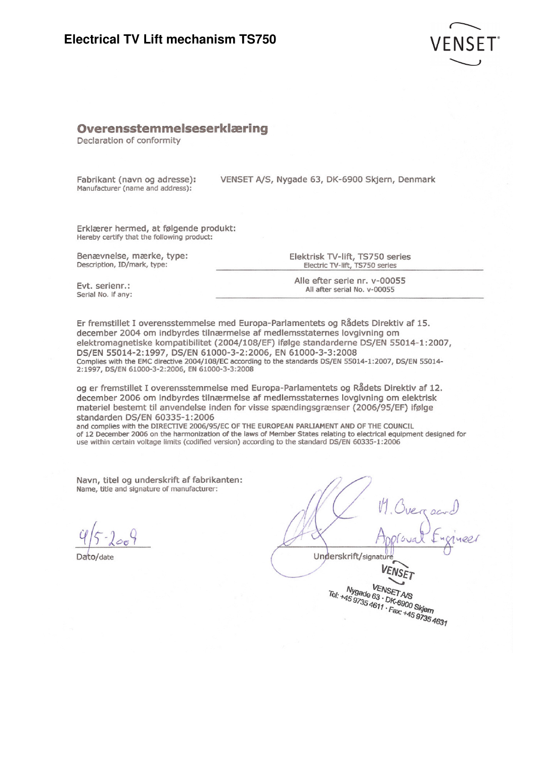# Overensstemmelseserklæring

Declaration of conformity

Fabrikant (navn og adresse): VENSET A/S, Nygade 63, DK-6900 Skjern, Denmark
Manufacturer (name and address):

Erklærer hermed, at følgende produkt:
Hereby certify that the following product:

| | |
|---|---|
| Benævnelse, mærke, type:<br>Description, ID/mark, type: | Elektrisk TV-lift, TS750 series<br>Electric TV-lift, TS750 series |
| Evt. serienr.:<br>Serial No. if any: | Alle efter serie nr. v-00055<br>All after serial No. v-00055 |

Er fremstillet I overensstemmelse med Europa-Parlamentets og Rådets Direktiv af 15. december 2004 om indbyrdes tilnærmelse af medlemsstaternes lovgivning om elektromagnetiske kompatibilitet (2004/108/EF) ifølge standarderne DS/EN 55014-1:2007, DS/EN 55014-2:1997, DS/EN 61000-3-2:2006, EN 61000-3-3:2008
Complies with the EMC directive 2004/108/EC according to the standards DS/EN 55014-1:2007, DS/EN 55014-2:1997, DS/EN 61000-3-2:2006, EN 61000-3-3:2008

og er fremstillet I overensstemmelse med Europa-Parlamentets og Rådets Direktiv af 12. december 2006 om indbyrdes tilnærmelse af medlemsstaternes lovgivning om elektrisk materiel bestemt til anvendelse inden for visse spændingsgrænser (2006/95/EF) ifølge standarden DS/EN 60335-1:2006
and complies with the DIRECTIVE 2006/95/EC OF THE EUROPEAN PARLIAMENT AND OF THE COUNCIL of 12 December 2006 on the harmonization of the laws of Member States relating to electrical equipment designed for use within certain voltage limits (codified version) according to the standard DS/EN 60335-1:2006

Navn, titel og underskrift af fabrikanten:
Name, title and signature of manufacturer:

4/5-2009
Dato/date

M. Overgaard
Approval Engineer
Underskrift/signature

VENSET
VENSET A/S
Nygade 63 · DK-6900 Skjern
Tel: +45 9735 4611 · Fax: +45 9735 4631